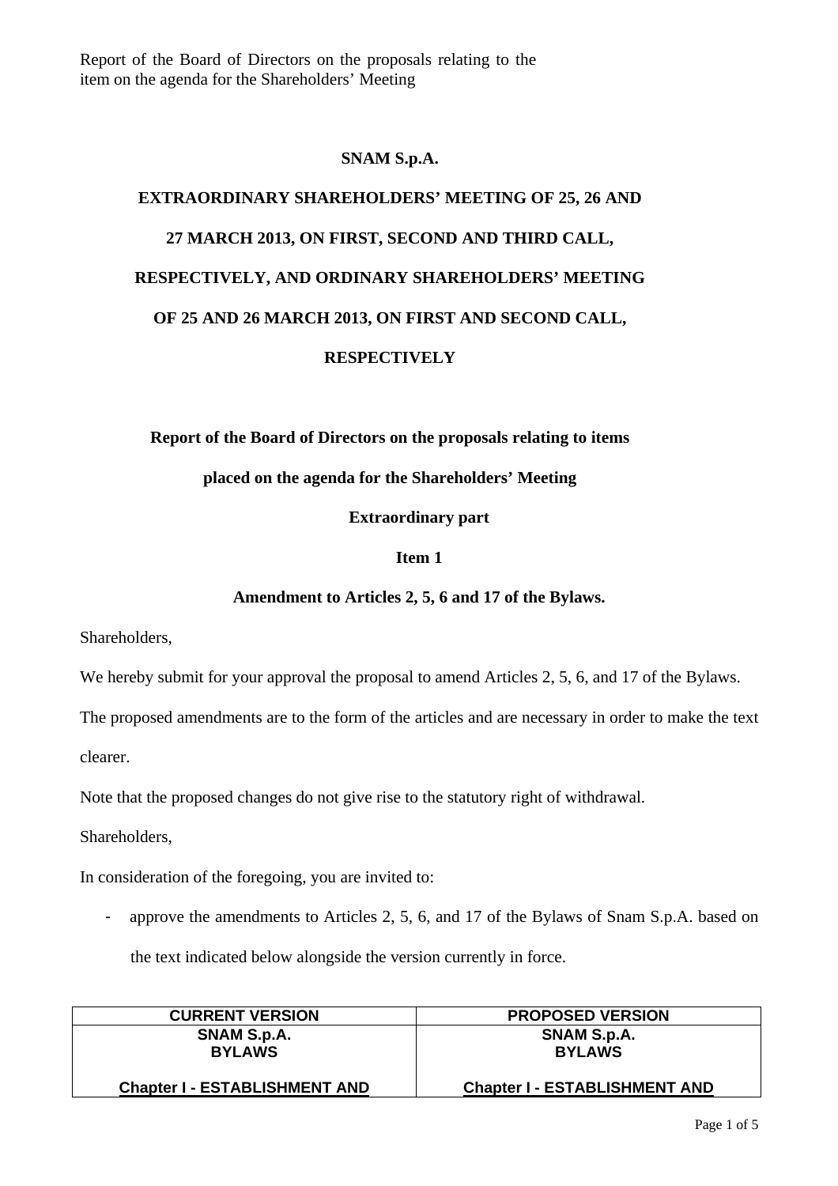Report of the Board of Directors on the proposals relating to the item on the agenda for the Shareholders' Meeting

**SNAM S.p.A.**

**EXTRAORDINARY SHAREHOLDERS' MEETING OF 25, 26 AND 27 MARCH 2013, ON FIRST, SECOND AND THIRD CALL, RESPECTIVELY, AND ORDINARY SHAREHOLDERS' MEETING OF 25 AND 26 MARCH 2013, ON FIRST AND SECOND CALL, RESPECTIVELY**

**Report of the Board of Directors on the proposals relating to items placed on the agenda for the Shareholders' Meeting**

**Extraordinary part**

**Item 1**

**Amendment to Articles 2, 5, 6 and 17 of the Bylaws.**

Shareholders,

We hereby submit for your approval the proposal to amend Articles 2, 5, 6, and 17 of the Bylaws.

The proposed amendments are to the form of the articles and are necessary in order to make the text clearer.

Note that the proposed changes do not give rise to the statutory right of withdrawal.

Shareholders,

In consideration of the foregoing, you are invited to:

- approve the amendments to Articles 2, 5, 6, and 17 of the Bylaws of Snam S.p.A. based on the text indicated below alongside the version currently in force.

| CURRENT VERSION | PROPOSED VERSION |
|---|---|
| **SNAM S.p.A.**<br>**BYLAWS**<br><br>**Chapter I - ESTABLISHMENT AND** | **SNAM S.p.A.**<br>**BYLAWS**<br><br>**Chapter I - ESTABLISHMENT AND** |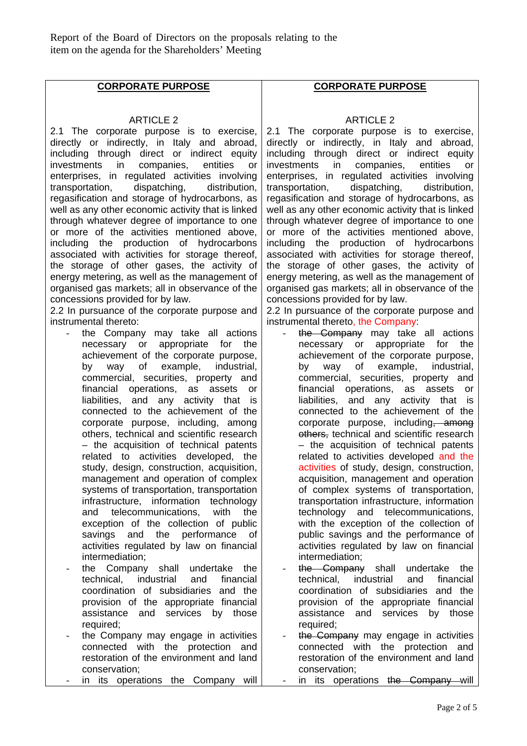Report of the Board of Directors on the proposals relating to the item on the agenda for the Shareholders' Meeting

| **CORPORATE PURPOSE** | **CORPORATE PURPOSE** |
| --- | --- |
| ARTICLE 2 | ARTICLE 2 |
| 2.1 The corporate purpose is to exercise, directly or indirectly, in Italy and abroad, including through direct or indirect equity investments in companies, entities or enterprises, in regulated activities involving transportation, dispatching, distribution, regasification and storage of hydrocarbons, as well as any other economic activity that is linked through whatever degree of importance to one or more of the activities mentioned above, including the production of hydrocarbons associated with activities for storage thereof, the storage of other gases, the activity of energy metering, as well as the management of organised gas markets; all in observance of the concessions provided for by law. | 2.1 The corporate purpose is to exercise, directly or indirectly, in Italy and abroad, including through direct or indirect equity investments in companies, entities or enterprises, in regulated activities involving transportation, dispatching, distribution, regasification and storage of hydrocarbons, as well as any other economic activity that is linked through whatever degree of importance to one or more of the activities mentioned above, including the production of hydrocarbons associated with activities for storage thereof, the storage of other gases, the activity of energy metering, as well as the management of organised gas markets; all in observance of the concessions provided for by law. |
| 2.2 In pursuance of the corporate purpose and instrumental thereto: | 2.2 In pursuance of the corporate purpose and instrumental thereto, the Company: |
| - the Company may take all actions necessary or appropriate for the achievement of the corporate purpose, by way of example, industrial, commercial, securities, property and financial operations, as assets or liabilities, and any activity that is connected to the achievement of the corporate purpose, including, among others, technical and scientific research – the acquisition of technical patents related to activities developed, the study, design, construction, acquisition, management and operation of complex systems of transportation, transportation infrastructure, information technology and telecommunications, with the exception of the collection of public savings and the performance of activities regulated by law on financial intermediation; | - ~~the Company~~ may take all actions necessary or appropriate for the achievement of the corporate purpose, by way of example, industrial, commercial, securities, property and financial operations, as assets or liabilities, and any activity that is connected to the achievement of the corporate purpose, including~~, among others,~~ technical and scientific research – the acquisition of technical patents related to activities developed and the activities of study, design, construction, acquisition, management and operation of complex systems of transportation, transportation infrastructure, information technology and telecommunications, with the exception of the collection of public savings and the performance of activities regulated by law on financial intermediation; |
| - the Company shall undertake the technical, industrial and financial coordination of subsidiaries and the provision of the appropriate financial assistance and services by those required; | - ~~the Company~~ shall undertake the technical, industrial and financial coordination of subsidiaries and the provision of the appropriate financial assistance and services by those required; |
| - the Company may engage in activities connected with the protection and restoration of the environment and land conservation; | - ~~the Company~~ may engage in activities connected with the protection and restoration of the environment and land conservation; |
| - in its operations the Company will | - in its operations ~~the Company will~~ |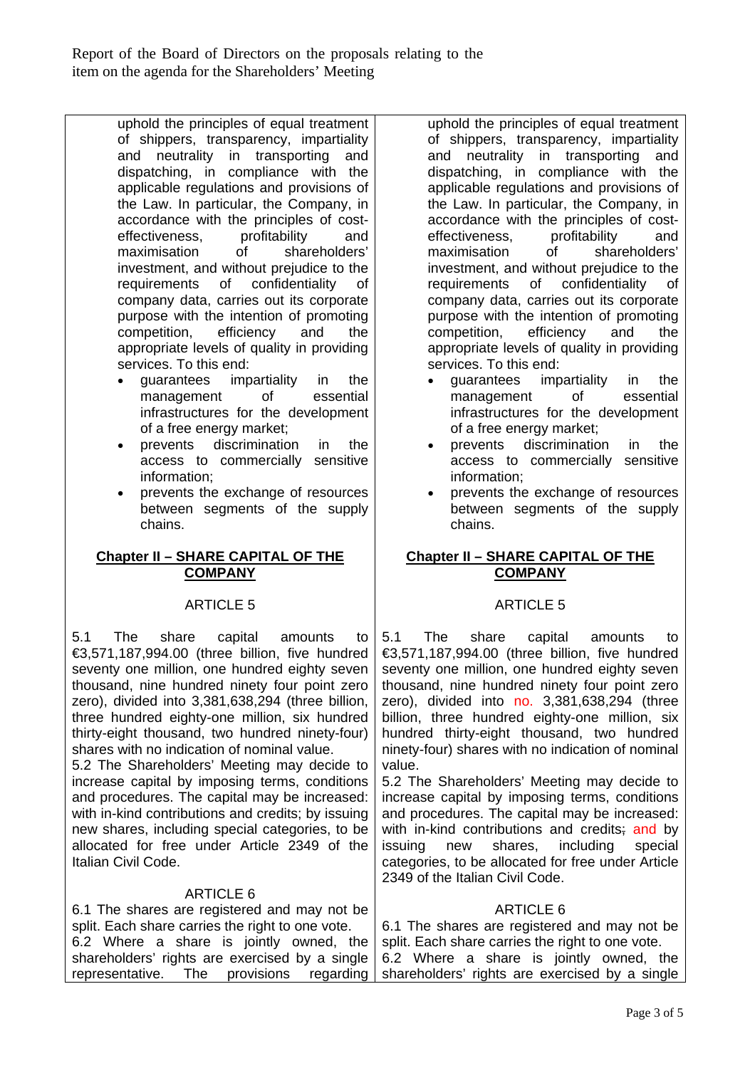| | |
|---|---|
| uphold the principles of equal treatment of shippers, transparency, impartiality and neutrality in transporting and dispatching, in compliance with the applicable regulations and provisions of the Law. In particular, the Company, in accordance with the principles of cost-effectiveness, profitability and maximisation of shareholders' investment, and without prejudice to the requirements of confidentiality of company data, carries out its corporate purpose with the intention of promoting competition, efficiency and the appropriate levels of quality in providing services. To this end:<br>• guarantees impartiality in the management of essential infrastructures for the development of a free energy market;<br>• prevents discrimination in the access to commercially sensitive information;<br>• prevents the exchange of resources between segments of the supply chains. | uphold the principles of equal treatment of shippers, transparency, impartiality and neutrality in transporting and dispatching, in compliance with the applicable regulations and provisions of the Law. In particular, the Company, in accordance with the principles of cost-effectiveness, profitability and maximisation of shareholders' investment, and without prejudice to the requirements of confidentiality of company data, carries out its corporate purpose with the intention of promoting competition, efficiency and the appropriate levels of quality in providing services. To this end:<br>• guarantees impartiality in the management of essential infrastructures for the development of a free energy market;<br>• prevents discrimination in the access to commercially sensitive information;<br>• prevents the exchange of resources between segments of the supply chains. |
| **Chapter II – SHARE CAPITAL OF THE COMPANY** | **Chapter II – SHARE CAPITAL OF THE COMPANY** |
| ARTICLE 5 | ARTICLE 5 |
| 5.1 The share capital amounts to €3,571,187,994.00 (three billion, five hundred seventy one million, one hundred eighty seven thousand, nine hundred ninety four point zero zero), divided into 3,381,638,294 (three billion, three hundred eighty-one million, six hundred thirty-eight thousand, two hundred ninety-four) shares with no indication of nominal value.<br>5.2 The Shareholders' Meeting may decide to increase capital by imposing terms, conditions and procedures. The capital may be increased: with in-kind contributions and credits; by issuing new shares, including special categories, to be allocated for free under Article 2349 of the Italian Civil Code. | 5.1 The share capital amounts to €3,571,187,994.00 (three billion, five hundred seventy one million, one hundred eighty seven thousand, nine hundred ninety four point zero zero), divided into no. 3,381,638,294 (three billion, three hundred eighty-one million, six hundred thirty-eight thousand, two hundred ninety-four) shares with no indication of nominal value.<br>5.2 The Shareholders' Meeting may decide to increase capital by imposing terms, conditions and procedures. The capital may be increased: with in-kind contributions and credits; and by issuing new shares, including special categories, to be allocated for free under Article 2349 of the Italian Civil Code. |
| ARTICLE 6<br>6.1 The shares are registered and may not be split. Each share carries the right to one vote.<br>6.2 Where a share is jointly owned, the shareholders' rights are exercised by a single representative. The provisions regarding | ARTICLE 6<br>6.1 The shares are registered and may not be split. Each share carries the right to one vote.<br>6.2 Where a share is jointly owned, the shareholders' rights are exercised by a single |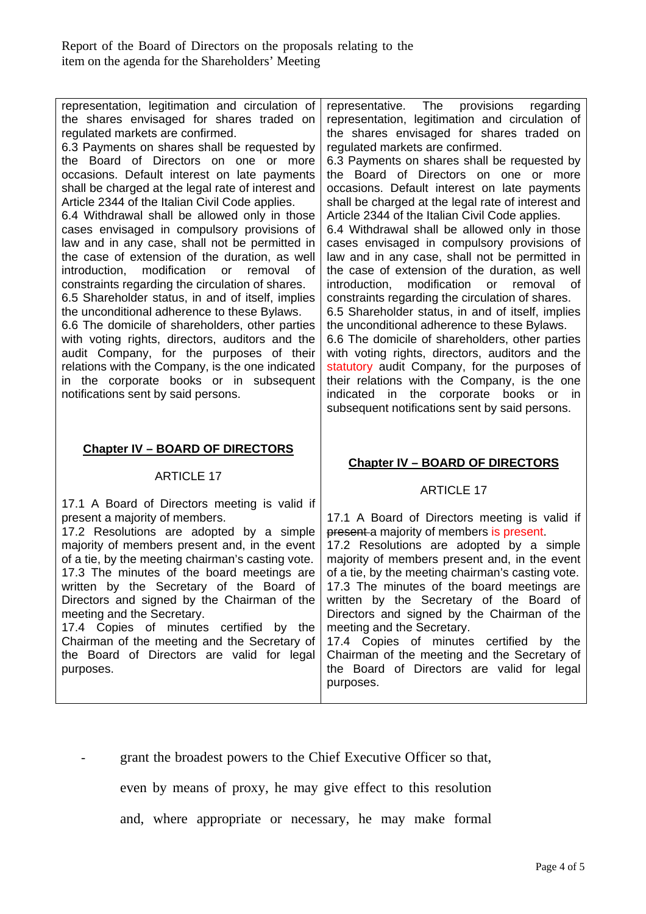| | |
|---|---|
| representation, legitimation and circulation of the shares envisaged for shares traded on regulated markets are confirmed.<br>6.3 Payments on shares shall be requested by the Board of Directors on one or more occasions. Default interest on late payments shall be charged at the legal rate of interest and Article 2344 of the Italian Civil Code applies.<br>6.4 Withdrawal shall be allowed only in those cases envisaged in compulsory provisions of law and in any case, shall not be permitted in the case of extension of the duration, as well introduction, modification or removal of constraints regarding the circulation of shares.<br>6.5 Shareholder status, in and of itself, implies the unconditional adherence to these Bylaws.<br>6.6 The domicile of shareholders, other parties with voting rights, directors, auditors and the audit Company, for the purposes of their relations with the Company, is the one indicated in the corporate books or in subsequent notifications sent by said persons. | representative. The provisions regarding representation, legitimation and circulation of the shares envisaged for shares traded on regulated markets are confirmed.<br>6.3 Payments on shares shall be requested by the Board of Directors on one or more occasions. Default interest on late payments shall be charged at the legal rate of interest and Article 2344 of the Italian Civil Code applies.<br>6.4 Withdrawal shall be allowed only in those cases envisaged in compulsory provisions of law and in any case, shall not be permitted in the case of extension of the duration, as well introduction, modification or removal of constraints regarding the circulation of shares.<br>6.5 Shareholder status, in and of itself, implies the unconditional adherence to these Bylaws.<br>6.6 The domicile of shareholders, other parties with voting rights, directors, auditors and the statutory audit Company, for the purposes of their relations with the Company, is the one indicated in the corporate books or in subsequent notifications sent by said persons. |
| **Chapter IV – BOARD OF DIRECTORS**<br><br>ARTICLE 17<br><br>17.1 A Board of Directors meeting is valid if present a majority of members.<br>17.2 Resolutions are adopted by a simple majority of members present and, in the event of a tie, by the meeting chairman's casting vote.<br>17.3 The minutes of the board meetings are written by the Secretary of the Board of Directors and signed by the Chairman of the meeting and the Secretary.<br>17.4 Copies of minutes certified by the Chairman of the meeting and the Secretary of the Board of Directors are valid for legal purposes. | **Chapter IV – BOARD OF DIRECTORS**<br><br>ARTICLE 17<br><br>17.1 A Board of Directors meeting is valid if ~~present~~ a majority of members is present.<br>17.2 Resolutions are adopted by a simple majority of members present and, in the event of a tie, by the meeting chairman's casting vote.<br>17.3 The minutes of the board meetings are written by the Secretary of the Board of Directors and signed by the Chairman of the meeting and the Secretary.<br>17.4 Copies of minutes certified by the Chairman of the meeting and the Secretary of the Board of Directors are valid for legal purposes. |

- grant the broadest powers to the Chief Executive Officer so that, even by means of proxy, he may give effect to this resolution and, where appropriate or necessary, he may make formal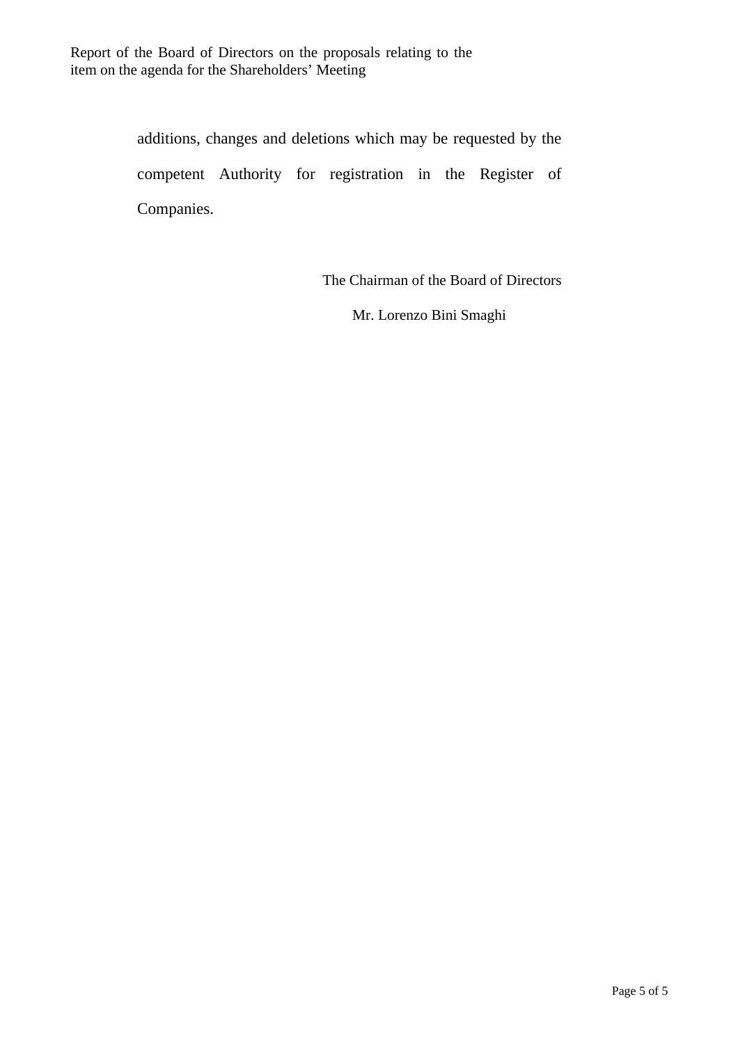additions, changes and deletions which may be requested by the competent Authority for registration in the Register of Companies.

The Chairman of the Board of Directors

Mr. Lorenzo Bini Smaghi